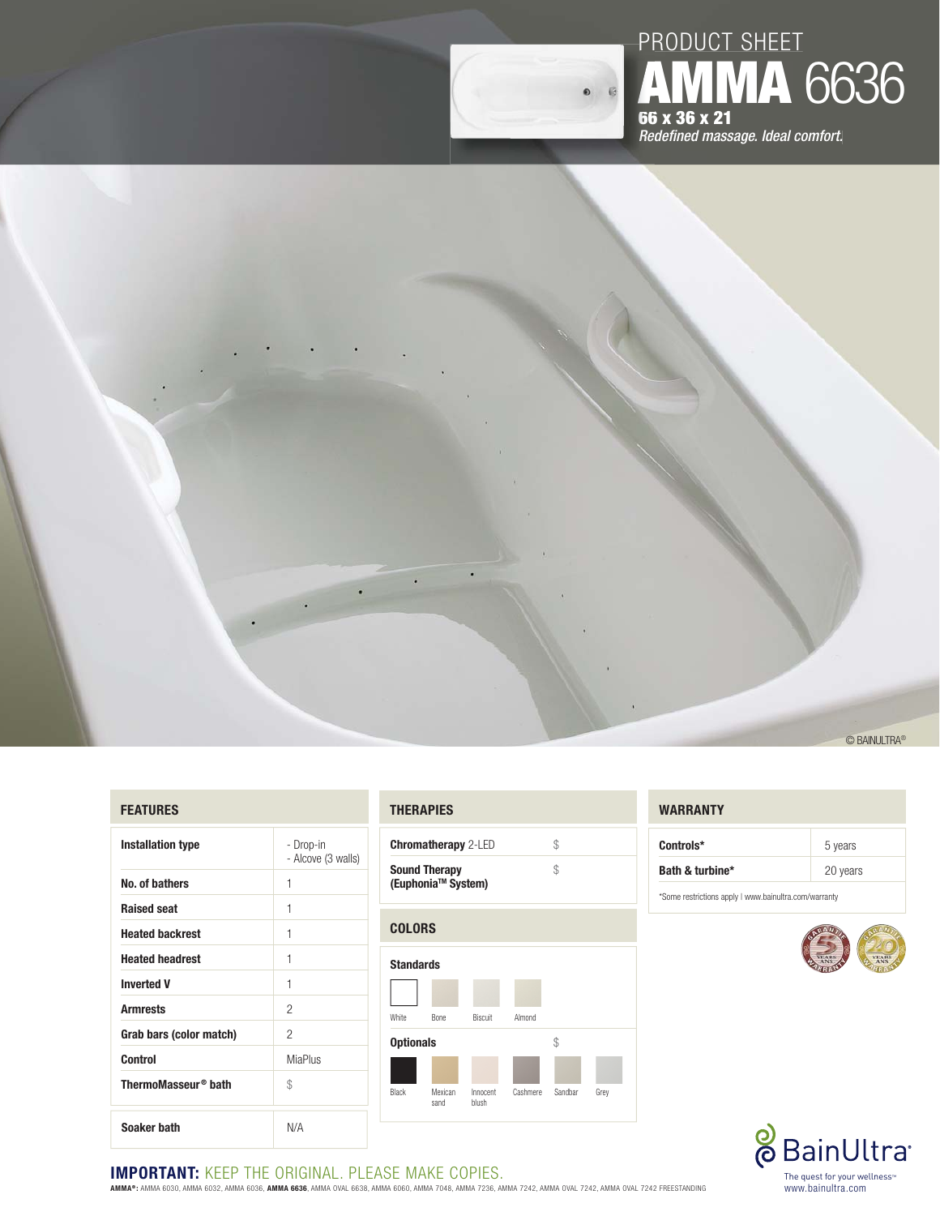# PRODUCT SHEET

# AMMA 6636

**66 x 36 x 21**

*Redefined massage. Ideal comfort.*

© BAINULTRA®

## FEATURES

| | |
|---|---|
| **Installation type** | - Drop-in<br>- Alcove (3 walls) |
| **No. of bathers** | 1 |
| **Raised seat** | 1 |
| **Heated backrest** | 1 |
| **Heated headrest** | 1 |
| **Inverted V** | 1 |
| **Armrests** | 2 |
| **Grab bars (color match)** | 2 |
| **Control** | MiaPlus |
| **ThermoMasseur® bath** | $ |

| | |
|---|---|
| **Soaker bath** | N/A |

## THERAPIES

| | |
|---|---|
| **Chromatherapy** 2-LED | $ |
| **Sound Therapy (Euphonia™ System)** | $ |

## COLORS

**Standards**

White, Bone, Biscuit, Almond

**Optionals** $

Black, Mexican sand, Innocent blush, Cashmere, Sandbar, Grey

## WARRANTY

| | |
|---|---|
| **Controls*** | 5 years |
| **Bath & turbine*** | 20 years |

*Some restrictions apply | www.bainultra.com/warranty

BainUltra
The quest for your wellness™
www.bainultra.com

**IMPORTANT:** KEEP THE ORIGINAL. PLEASE MAKE COPIES.

**AMMA®:** AMMA 6030, AMMA 6032, AMMA 6036, **AMMA 6636**, AMMA OVAL 6638, AMMA 6060, AMMA 7048, AMMA 7236, AMMA 7242, AMMA OVAL 7242, AMMA OVAL 7242 FREESTANDING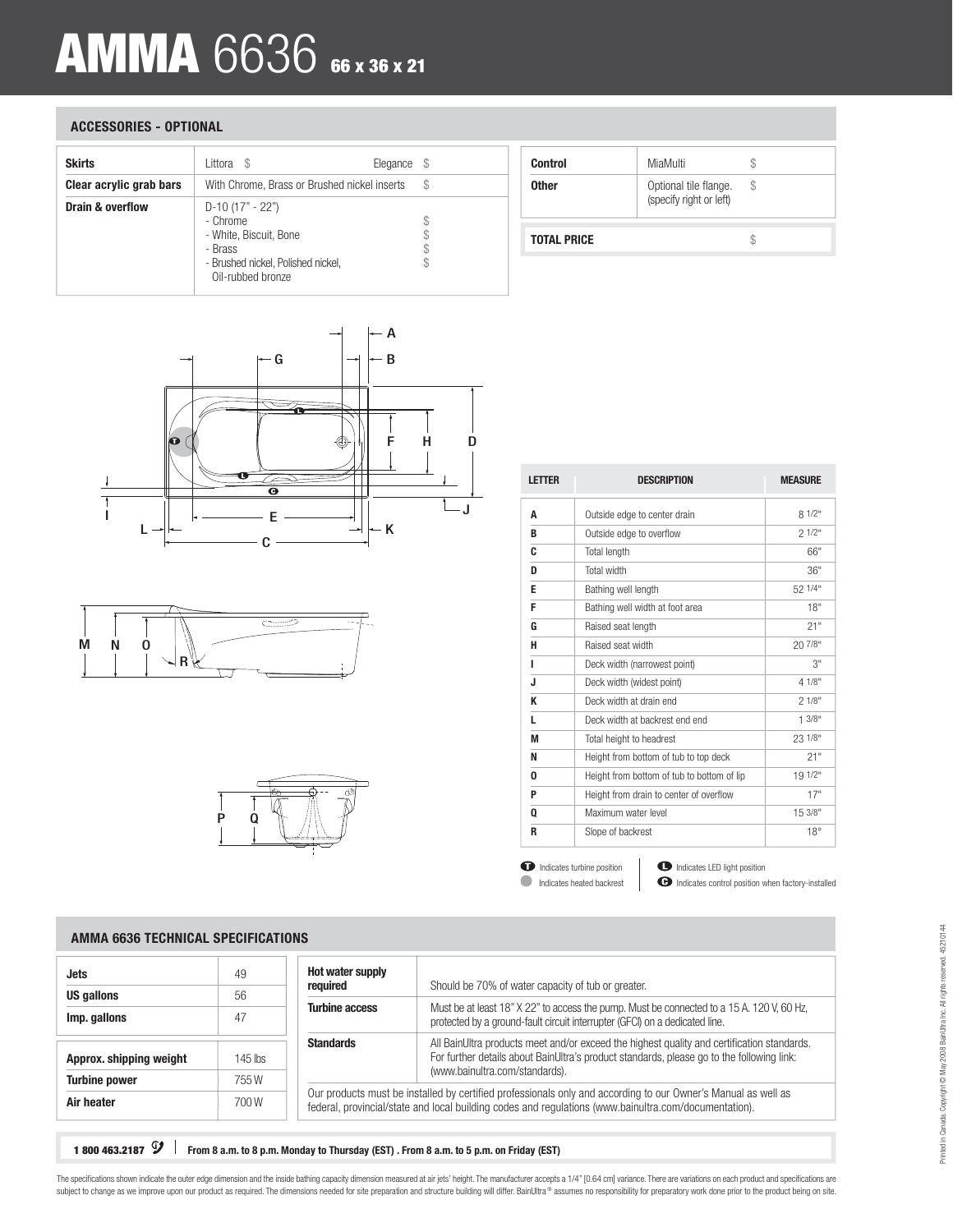# AMMA 6636 66 x 36 x 21

## ACCESSORIES - OPTIONAL

| | | |
|---|---|---|
| **Skirts** | Littora $ | Elegance $ |
| **Clear acrylic grab bars** | With Chrome, Brass or Brushed nickel inserts | $ |
| **Drain & overflow** | D-10 (17" - 22")<br>- Chrome<br>- White, Biscuit, Bone<br>- Brass<br>- Brushed nickel, Polished nickel, Oil-rubbed bronze | <br>$<br>$<br>$<br>$ |

| | | |
|---|---|---|
| **Control** | MiaMulti | $ |
| **Other** | Optional tile flange. (specify right or left) | $ |
| **TOTAL PRICE** | | $ |

A
G B
F H D
I J
L E K
C
M N O R
P Q

| LETTER | DESCRIPTION | MEASURE |
|---|---|---|
| A | Outside edge to center drain | 8 1/2" |
| B | Outside edge to overflow | 2 1/2" |
| C | Total length | 66" |
| D | Total width | 36" |
| E | Bathing well length | 52 1/4" |
| F | Bathing well width at foot area | 18" |
| G | Raised seat length | 21" |
| H | Raised seat width | 20 7/8" |
| I | Deck width (narrowest point) | 3" |
| J | Deck width (widest point) | 4 1/8" |
| K | Deck width at drain end | 2 1/8" |
| L | Deck width at backrest end end | 1 3/8" |
| M | Total height to headrest | 23 1/8" |
| N | Height from bottom of tub to top deck | 21" |
| O | Height from bottom of tub to bottom of lip | 19 1/2" |
| P | Height from drain to center of overflow | 17" |
| Q | Maximum water level | 15 3/8" |
| R | Slope of backrest | 18° |

T Indicates turbine position
Indicates heated backrest
L Indicates LED light position
C Indicates control position when factory-installed

## AMMA 6636 TECHNICAL SPECIFICATIONS

| | |
|---|---|
| **Jets** | 49 |
| **US gallons** | 56 |
| **Imp. gallons** | 47 |
| **Approx. shipping weight** | 145 lbs |
| **Turbine power** | 755 W |
| **Air heater** | 700 W |

| | |
|---|---|
| **Hot water supply required** | Should be 70% of water capacity of tub or greater. |
| **Turbine access** | Must be at least 18" X 22" to access the pump. Must be connected to a 15 A. 120 V, 60 Hz, protected by a ground-fault circuit interrupter (GFCI) on a dedicated line. |
| **Standards** | All BainUltra products meet and/or exceed the highest quality and certification standards. For further details about BainUltra's product standards, please go to the following link: (www.bainultra.com/standards). |

Our products must be installed by certified professionals only and according to our Owner's Manual as well as federal, provincial/state and local building codes and regulations (www.bainultra.com/documentation).

**1 800 463.2187** | **From 8 a.m. to 8 p.m. Monday to Thursday (EST) . From 8 a.m. to 5 p.m. on Friday (EST)**

The specifications shown indicate the outer edge dimension and the inside bathing capacity dimension measured at air jets' height. The manufacturer accepts a 1/4" [0.64 cm] variance. There are variations on each product and specifications are subject to change as we improve upon our product as required. The dimensions needed for site preparation and structure building will differ. BainUltra® assumes no responsibility for preparatory work done prior to the product being on site.

Printed in Canada. Copyright © May 2008 BainUltra Inc. All rights reserved. 45210144